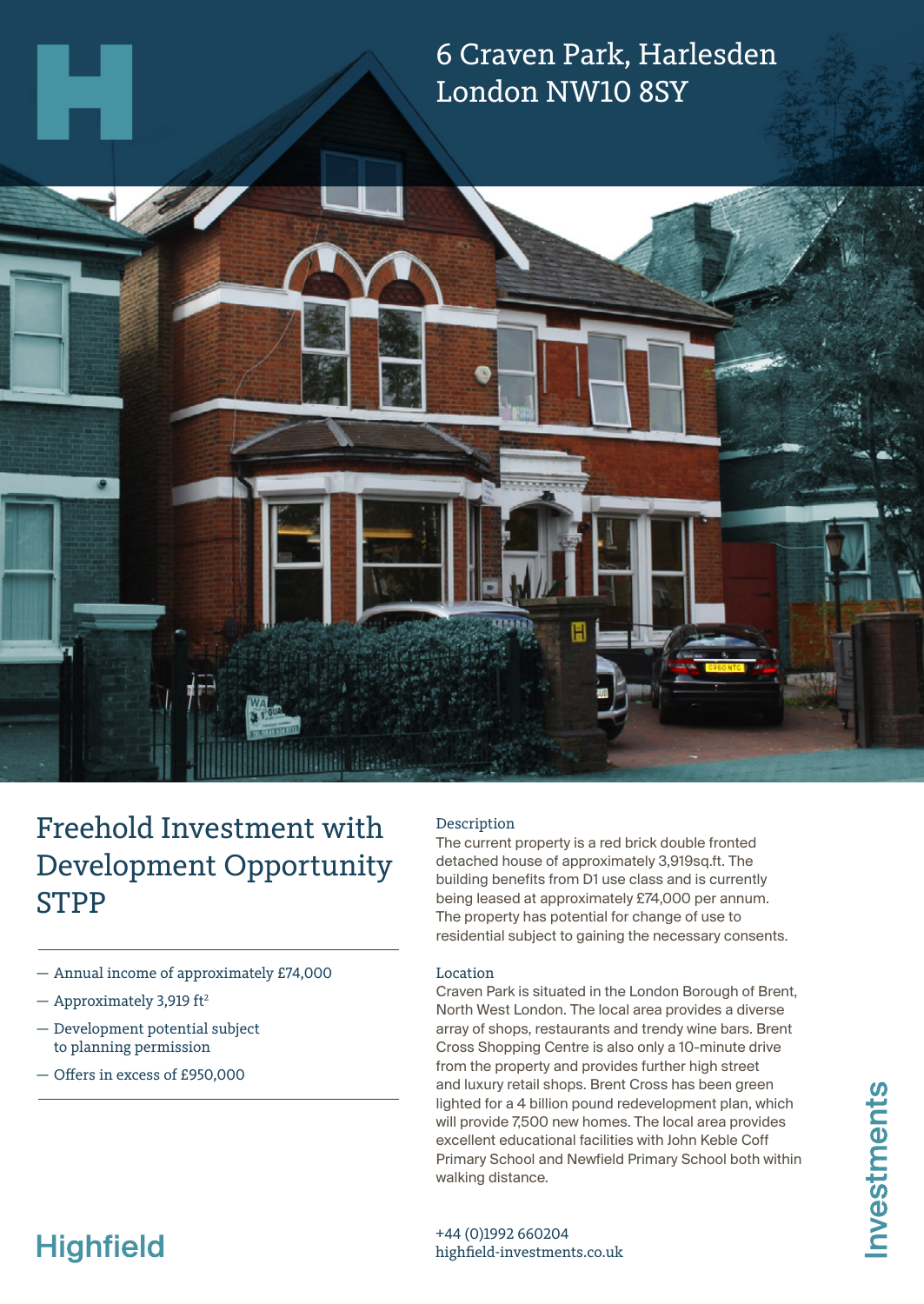# 6 Craven Park, Harlesden London NW10 8SY

## Freehold Investment with Development Opportunity STPP

- Annual income of approximately £74,000
- Approximately 3,919 ft²
- Development potential subject to planning permission
- Offers in excess of £950,000

### Description

The current property is a red brick double fronted detached house of approximately 3,919sq.ft. The building benefits from D1 use class and is currently being leased at approximately £74,000 per annum. The property has potential for change of use to residential subject to gaining the necessary consents.

### Location

Craven Park is situated in the London Borough of Brent, North West London. The local area provides a diverse array of shops, restaurants and trendy wine bars. Brent Cross Shopping Centre is also only a 10-minute drive from the property and provides further high street and luxury retail shops. Brent Cross has been green lighted for a 4 billion pound redevelopment plan, which will provide 7,500 new homes. The local area provides excellent educational facilities with John Keble Coff Primary School and Newfield Primary School both within walking distance.

Highfield Investments

+44 (0)1992 660204
highfield-investments.co.uk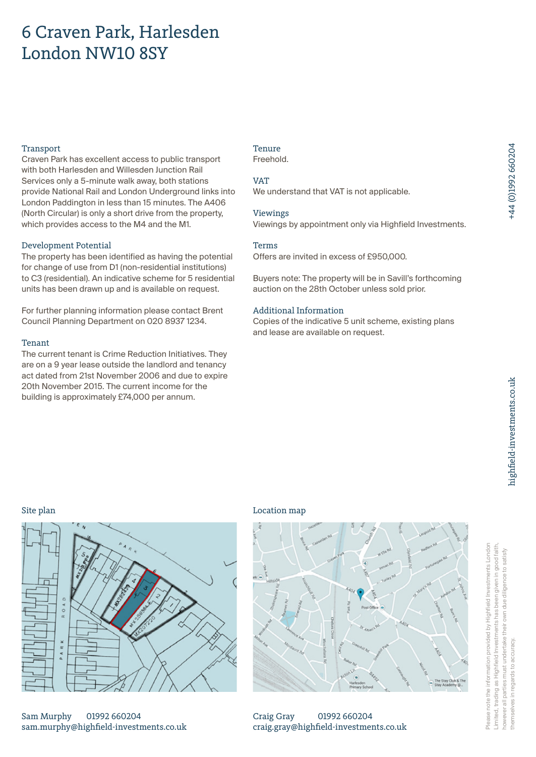# 6 Craven Park, Harlesden London NW10 8SY

### Transport

Craven Park has excellent access to public transport with both Harlesden and Willesden Junction Rail Services only a 5-minute walk away, both stations provide National Rail and London Underground links into London Paddington in less than 15 minutes. The A406 (North Circular) is only a short drive from the property, which provides access to the M4 and the M1.

### Development Potential

The property has been identified as having the potential for change of use from D1 (non-residential institutions) to C3 (residential). An indicative scheme for 5 residential units has been drawn up and is available on request.

For further planning information please contact Brent Council Planning Department on 020 8937 1234.

### Tenant

The current tenant is Crime Reduction Initiatives. They are on a 9 year lease outside the landlord and tenancy act dated from 21st November 2006 and due to expire 20th November 2015. The current income for the building is approximately £74,000 per annum.

### Tenure

Freehold.

### VAT

We understand that VAT is not applicable.

### Viewings

Viewings by appointment only via Highfield Investments.

### Terms

Offers are invited in excess of £950,000.

Buyers note: The property will be in Savill's forthcoming auction on the 28th October unless sold prior.

### Additional Information

Copies of the indicative 5 unit scheme, existing plans and lease are available on request.

### Site plan

### Location map

Sam Murphy 01992 660204
sam.murphy@highfield-investments.co.uk

Craig Gray 01992 660204
craig.gray@highfield-investments.co.uk

+44 (0)1992 660204

highfield-investments.co.uk

Please note the information provided by Highfield Investments London Limited, trading as Highfield Investments has been given in good faith, however all parties must undertake their own due diligence to satisfy themselves in regards to accuracy.